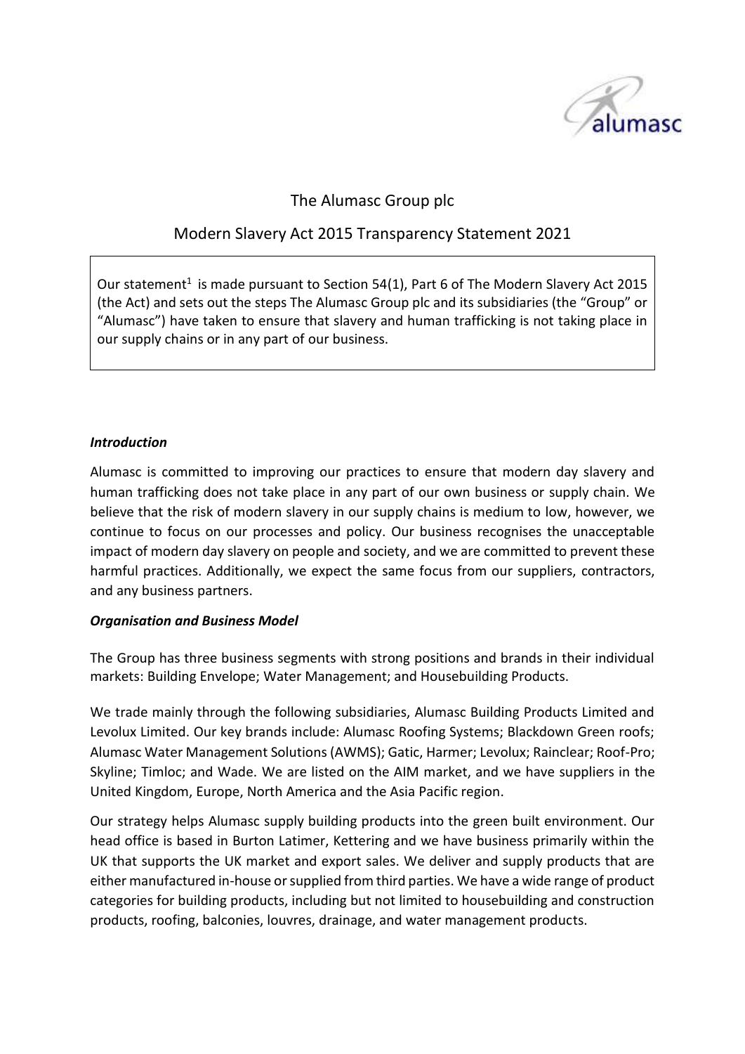# The Alumasc Group plc

## Modern Slavery Act 2015 Transparency Statement 2021

Our statement[1] is made pursuant to Section 54(1), Part 6 of The Modern Slavery Act 2015 (the Act) and sets out the steps The Alumasc Group plc and its subsidiaries (the "Group" or "Alumasc") have taken to ensure that slavery and human trafficking is not taking place in our supply chains or in any part of our business.

### *Introduction*

Alumasc is committed to improving our practices to ensure that modern day slavery and human trafficking does not take place in any part of our own business or supply chain. We believe that the risk of modern slavery in our supply chains is medium to low, however, we continue to focus on our processes and policy. Our business recognises the unacceptable impact of modern day slavery on people and society, and we are committed to prevent these harmful practices. Additionally, we expect the same focus from our suppliers, contractors, and any business partners.

### *Organisation and Business Model*

The Group has three business segments with strong positions and brands in their individual markets: Building Envelope; Water Management; and Housebuilding Products.

We trade mainly through the following subsidiaries, Alumasc Building Products Limited and Levolux Limited. Our key brands include: Alumasc Roofing Systems; Blackdown Green roofs; Alumasc Water Management Solutions (AWMS); Gatic, Harmer; Levolux; Rainclear; Roof-Pro; Skyline; Timloc; and Wade. We are listed on the AIM market, and we have suppliers in the United Kingdom, Europe, North America and the Asia Pacific region.

Our strategy helps Alumasc supply building products into the green built environment. Our head office is based in Burton Latimer, Kettering and we have business primarily within the UK that supports the UK market and export sales. We deliver and supply products that are either manufactured in-house or supplied from third parties. We have a wide range of product categories for building products, including but not limited to housebuilding and construction products, roofing, balconies, louvres, drainage, and water management products.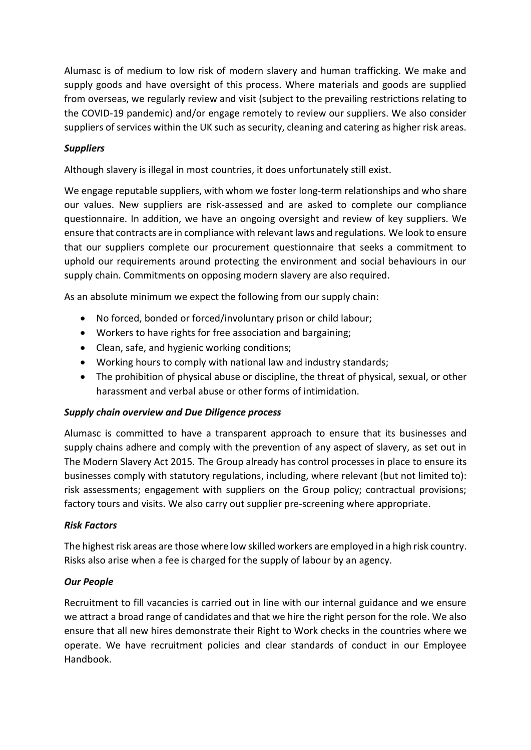Alumasc is of medium to low risk of modern slavery and human trafficking. We make and supply goods and have oversight of this process. Where materials and goods are supplied from overseas, we regularly review and visit (subject to the prevailing restrictions relating to the COVID-19 pandemic) and/or engage remotely to review our suppliers. We also consider suppliers of services within the UK such as security, cleaning and catering as higher risk areas.

***Suppliers***

Although slavery is illegal in most countries, it does unfortunately still exist.

We engage reputable suppliers, with whom we foster long-term relationships and who share our values. New suppliers are risk-assessed and are asked to complete our compliance questionnaire. In addition, we have an ongoing oversight and review of key suppliers. We ensure that contracts are in compliance with relevant laws and regulations. We look to ensure that our suppliers complete our procurement questionnaire that seeks a commitment to uphold our requirements around protecting the environment and social behaviours in our supply chain. Commitments on opposing modern slavery are also required.

As an absolute minimum we expect the following from our supply chain:

- No forced, bonded or forced/involuntary prison or child labour;
- Workers to have rights for free association and bargaining;
- Clean, safe, and hygienic working conditions;
- Working hours to comply with national law and industry standards;
- The prohibition of physical abuse or discipline, the threat of physical, sexual, or other harassment and verbal abuse or other forms of intimidation.

***Supply chain overview and Due Diligence process***

Alumasc is committed to have a transparent approach to ensure that its businesses and supply chains adhere and comply with the prevention of any aspect of slavery, as set out in The Modern Slavery Act 2015. The Group already has control processes in place to ensure its businesses comply with statutory regulations, including, where relevant (but not limited to): risk assessments; engagement with suppliers on the Group policy; contractual provisions; factory tours and visits. We also carry out supplier pre-screening where appropriate.

***Risk Factors***

The highest risk areas are those where low skilled workers are employed in a high risk country. Risks also arise when a fee is charged for the supply of labour by an agency.

***Our People***

Recruitment to fill vacancies is carried out in line with our internal guidance and we ensure we attract a broad range of candidates and that we hire the right person for the role. We also ensure that all new hires demonstrate their Right to Work checks in the countries where we operate. We have recruitment policies and clear standards of conduct in our Employee Handbook.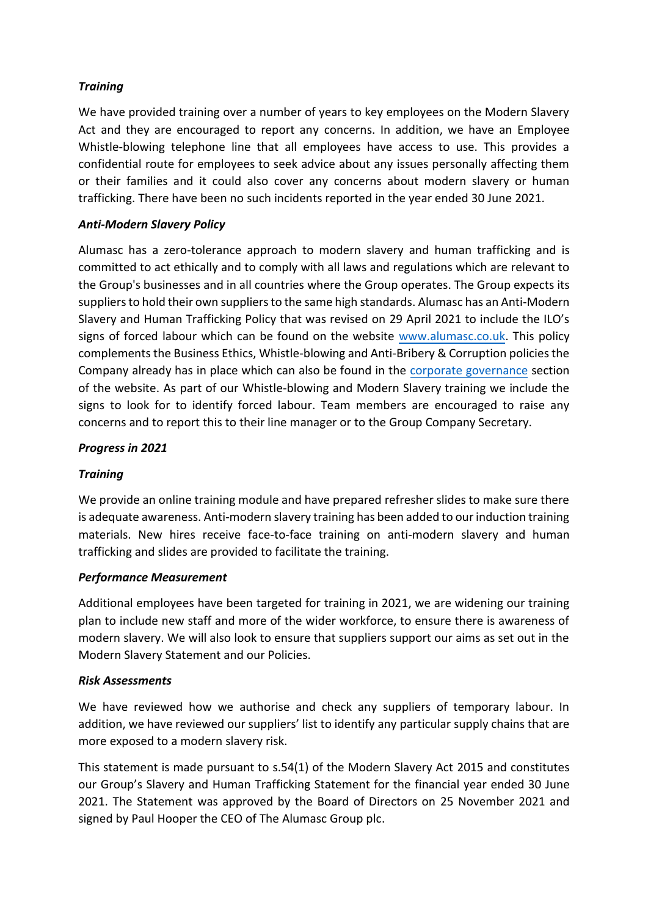***Training***

We have provided training over a number of years to key employees on the Modern Slavery Act and they are encouraged to report any concerns. In addition, we have an Employee Whistle-blowing telephone line that all employees have access to use. This provides a confidential route for employees to seek advice about any issues personally affecting them or their families and it could also cover any concerns about modern slavery or human trafficking. There have been no such incidents reported in the year ended 30 June 2021.

***Anti-Modern Slavery Policy***

Alumasc has a zero-tolerance approach to modern slavery and human trafficking and is committed to act ethically and to comply with all laws and regulations which are relevant to the Group's businesses and in all countries where the Group operates. The Group expects its suppliers to hold their own suppliers to the same high standards. Alumasc has an Anti-Modern Slavery and Human Trafficking Policy that was revised on 29 April 2021 to include the ILO's signs of forced labour which can be found on the website [www.alumasc.co.uk](http://www.alumasc.co.uk). This policy complements the Business Ethics, Whistle-blowing and Anti-Bribery & Corruption policies the Company already has in place which can also be found in the corporate governance section of the website. As part of our Whistle-blowing and Modern Slavery training we include the signs to look for to identify forced labour. Team members are encouraged to raise any concerns and to report this to their line manager or to the Group Company Secretary.

***Progress in 2021***

***Training***

We provide an online training module and have prepared refresher slides to make sure there is adequate awareness. Anti-modern slavery training has been added to our induction training materials. New hires receive face-to-face training on anti-modern slavery and human trafficking and slides are provided to facilitate the training.

***Performance Measurement***

Additional employees have been targeted for training in 2021, we are widening our training plan to include new staff and more of the wider workforce, to ensure there is awareness of modern slavery. We will also look to ensure that suppliers support our aims as set out in the Modern Slavery Statement and our Policies.

***Risk Assessments***

We have reviewed how we authorise and check any suppliers of temporary labour. In addition, we have reviewed our suppliers' list to identify any particular supply chains that are more exposed to a modern slavery risk.

This statement is made pursuant to s.54(1) of the Modern Slavery Act 2015 and constitutes our Group's Slavery and Human Trafficking Statement for the financial year ended 30 June 2021. The Statement was approved by the Board of Directors on 25 November 2021 and signed by Paul Hooper the CEO of The Alumasc Group plc.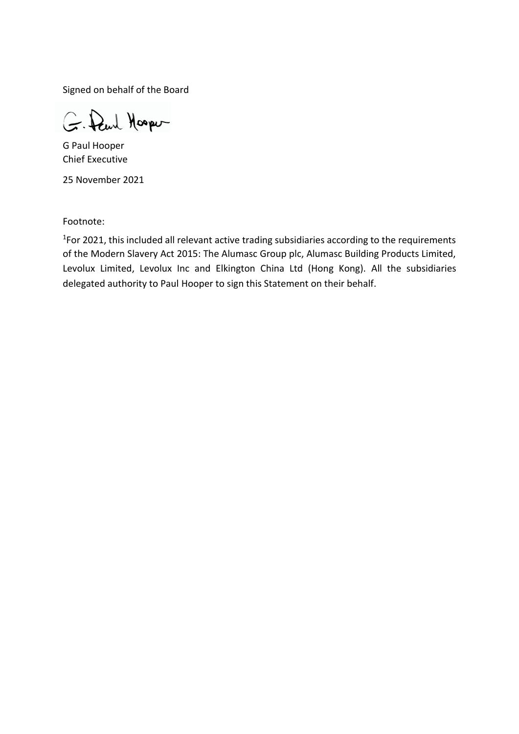Signed on behalf of the Board

G Paul Hooper
Chief Executive

25 November 2021

Footnote:

[1]For 2021, this included all relevant active trading subsidiaries according to the requirements of the Modern Slavery Act 2015: The Alumasc Group plc, Alumasc Building Products Limited, Levolux Limited, Levolux Inc and Elkington China Ltd (Hong Kong). All the subsidiaries delegated authority to Paul Hooper to sign this Statement on their behalf.